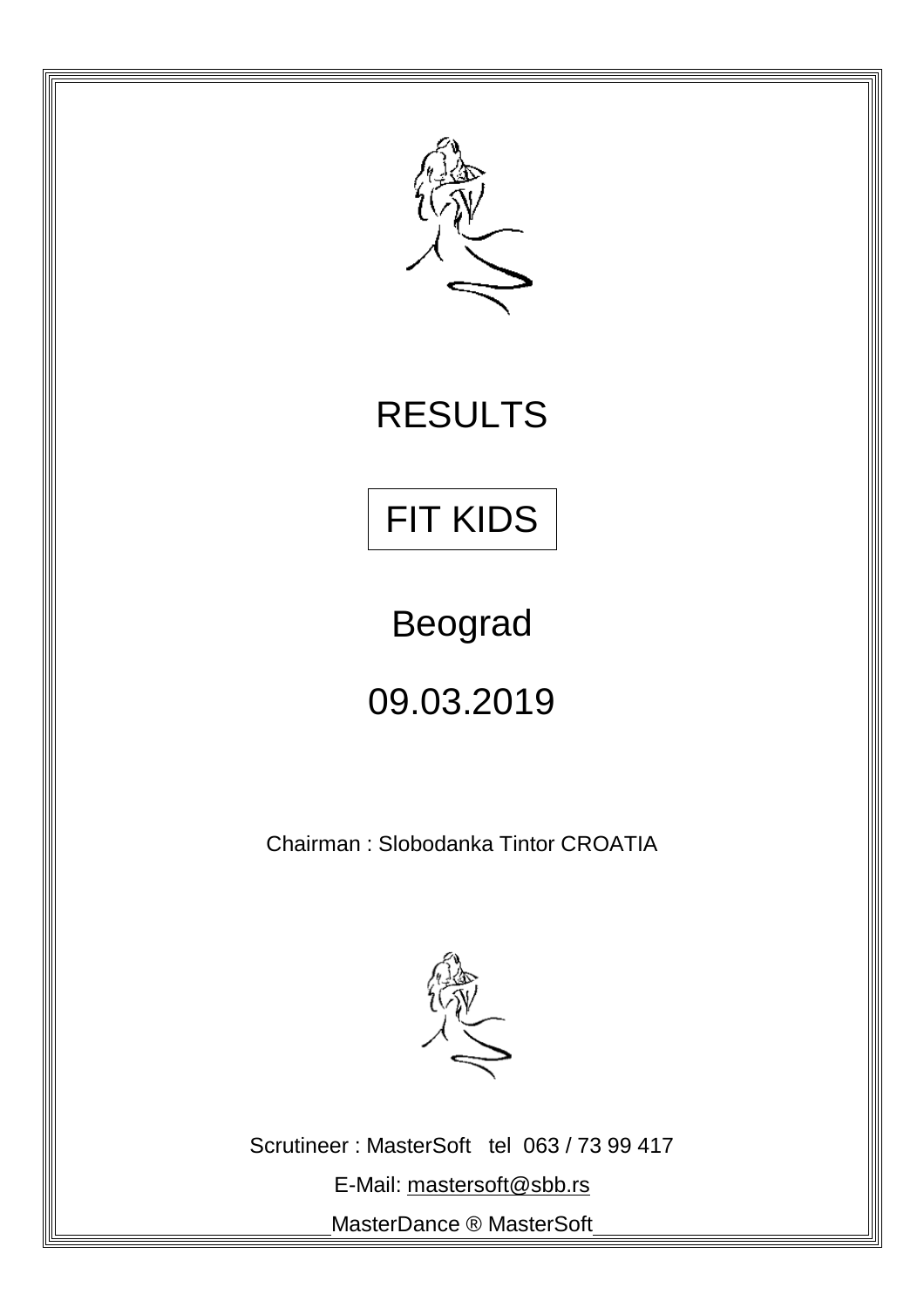# RESULTS

## FIT KIDS

## Beograd

## 09.03.2019

Chairman : Slobodanka Tintor CROATIA

Scrutineer : MasterSoft tel 063 / 73 99 417

E-Mail: mastersoft@sbb.rs

MasterDance ® MasterSoft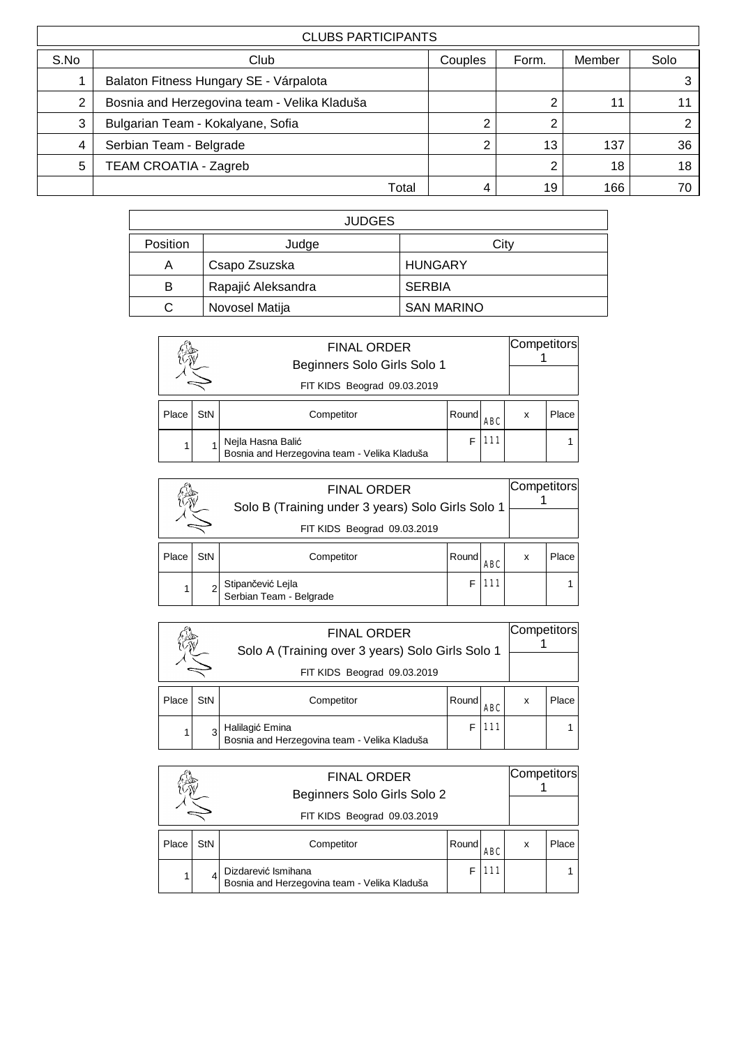## CLUBS PARTICIPANTS

| S.No | Club | Couples | Form. | Member | Solo |
|---|---|---|---|---|---|
| 1 | Balaton Fitness Hungary SE - Várpalota | | | | 3 |
| 2 | Bosnia and Herzegovina team - Velika Kladuša | | 2 | 11 | 11 |
| 3 | Bulgarian Team - Kokalyane, Sofia | 2 | 2 | | 2 |
| 4 | Serbian Team - Belgrade | 2 | 13 | 137 | 36 |
| 5 | TEAM CROATIA - Zagreb | | 2 | 18 | 18 |
| | Total | 4 | 19 | 166 | 70 |

## JUDGES

| Position | Judge | City |
|---|---|---|
| A | Csapo Zsuzska | HUNGARY |
| B | Rapajić Aleksandra | SERBIA |
| C | Novosel Matija | SAN MARINO |

## FINAL ORDER
### Beginners Solo Girls Solo 1
FIT KIDS Beograd 09.03.2019

Competitors: 1

| Place | StN | Competitor | Round | ABC | x | Place |
|---|---|---|---|---|---|---|
| 1 | 1 | Nejla Hasna Balić<br>Bosnia and Herzegovina team - Velika Kladuša | F | 111 | | 1 |

## FINAL ORDER
### Solo B (Training under 3 years) Solo Girls Solo 1
FIT KIDS Beograd 09.03.2019

Competitors: 1

| Place | StN | Competitor | Round | ABC | x | Place |
|---|---|---|---|---|---|---|
| 1 | 2 | Stipančević Lejla<br>Serbian Team - Belgrade | F | 111 | | 1 |

## FINAL ORDER
### Solo A (Training over 3 years) Solo Girls Solo 1
FIT KIDS Beograd 09.03.2019

Competitors: 1

| Place | StN | Competitor | Round | ABC | x | Place |
|---|---|---|---|---|---|---|
| 1 | 3 | Halilagić Emina<br>Bosnia and Herzegovina team - Velika Kladuša | F | 111 | | 1 |

## FINAL ORDER
### Beginners Solo Girls Solo 2
FIT KIDS Beograd 09.03.2019

Competitors: 1

| Place | StN | Competitor | Round | ABC | x | Place |
|---|---|---|---|---|---|---|
| 1 | 4 | Dizdarević Ismihana<br>Bosnia and Herzegovina team - Velika Kladuša | F | 111 | | 1 |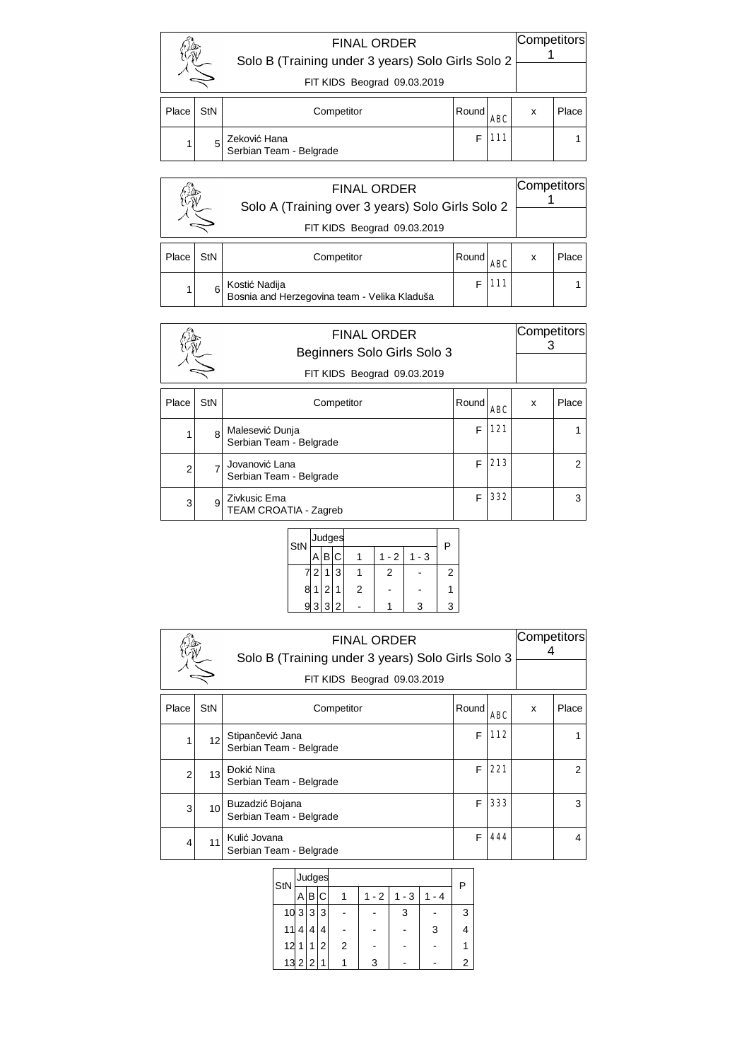## FINAL ORDER

### Solo B (Training under 3 years) Solo Girls Solo 2

FIT KIDS Beograd 09.03.2019

Competitors: 1

| Place | StN | Competitor | Round | ABC | x | Place |
|---|---|---|---|---|---|---|
| 1 | 5 | Zeković Hana<br>Serbian Team - Belgrade | F | 111 | | 1 |

## FINAL ORDER

### Solo A (Training over 3 years) Solo Girls Solo 2

FIT KIDS Beograd 09.03.2019

Competitors: 1

| Place | StN | Competitor | Round | ABC | x | Place |
|---|---|---|---|---|---|---|
| 1 | 6 | Kostić Nadija<br>Bosnia and Herzegovina team - Velika Kladuša | F | 111 | | 1 |

## FINAL ORDER

### Beginners Solo Girls Solo 3

FIT KIDS Beograd 09.03.2019

Competitors: 3

| Place | StN | Competitor | Round | ABC | x | Place |
|---|---|---|---|---|---|---|
| 1 | 8 | Malesević Dunja<br>Serbian Team - Belgrade | F | 121 | | 1 |
| 2 | 7 | Jovanović Lana<br>Serbian Team - Belgrade | F | 213 | | 2 |
| 3 | 9 | Zivkusic Ema<br>TEAM CROATIA - Zagreb | F | 332 | | 3 |

| StN | Judges | | | | | | P |
|---|---|---|---|---|---|---|---|
| | A | B | C | 1 | 1 - 2 | 1 - 3 | |
| 7 | 2 | 1 | 3 | 1 | 2 | - | 2 |
| 8 | 1 | 2 | 1 | 2 | - | - | 1 |
| 9 | 3 | 3 | 2 | - | 1 | 3 | 3 |

## FINAL ORDER

### Solo B (Training under 3 years) Solo Girls Solo 3

FIT KIDS Beograd 09.03.2019

Competitors: 4

| Place | StN | Competitor | Round | ABC | x | Place |
|---|---|---|---|---|---|---|
| 1 | 12 | Stipančević Jana<br>Serbian Team - Belgrade | F | 112 | | 1 |
| 2 | 13 | Đokić Nina<br>Serbian Team - Belgrade | F | 221 | | 2 |
| 3 | 10 | Buzadzić Bojana<br>Serbian Team - Belgrade | F | 333 | | 3 |
| 4 | 11 | Kulić Jovana<br>Serbian Team - Belgrade | F | 444 | | 4 |

| StN | Judges | | | | | | | P |
|---|---|---|---|---|---|---|---|---|
| | A | B | C | 1 | 1 - 2 | 1 - 3 | 1 - 4 | |
| 10 | 3 | 3 | 3 | - | - | 3 | - | 3 |
| 11 | 4 | 4 | 4 | - | - | - | 3 | 4 |
| 12 | 1 | 1 | 2 | 2 | - | - | - | 1 |
| 13 | 2 | 2 | 1 | 1 | 3 | - | - | 2 |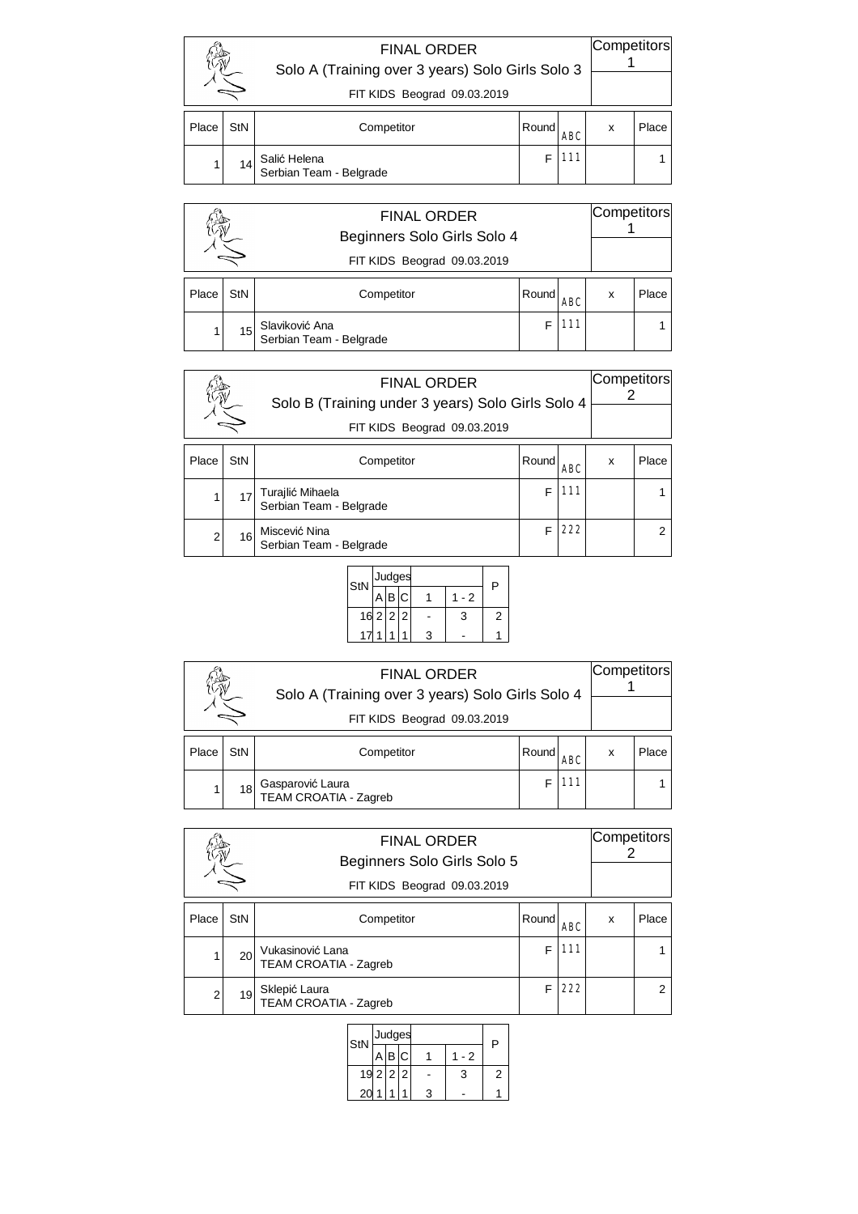## FINAL ORDER

### Solo A (Training over 3 years) Solo Girls Solo 3

FIT KIDS Beograd 09.03.2019

Competitors 1

| Place | StN | Competitor | Round | ABC | x | Place |
|---|---|---|---|---|---|---|
| 1 | 14 | Salić Helena<br>Serbian Team - Belgrade | F | 111 | | 1 |

## FINAL ORDER

### Beginners Solo Girls Solo 4

FIT KIDS Beograd 09.03.2019

Competitors 1

| Place | StN | Competitor | Round | ABC | x | Place |
|---|---|---|---|---|---|---|
| 1 | 15 | Slaviković Ana<br>Serbian Team - Belgrade | F | 111 | | 1 |

## FINAL ORDER

### Solo B (Training under 3 years) Solo Girls Solo 4

FIT KIDS Beograd 09.03.2019

Competitors 2

| Place | StN | Competitor | Round | ABC | x | Place |
|---|---|---|---|---|---|---|
| 1 | 17 | Turajlić Mihaela<br>Serbian Team - Belgrade | F | 111 | | 1 |
| 2 | 16 | Miscević Nina<br>Serbian Team - Belgrade | F | 222 | | 2 |

| StN | Judges | | | | | P |
|---|---|---|---|---|---|---|
| | A | B | C | 1 | 1 - 2 | |
| 16 | 2 | 2 | 2 | - | 3 | 2 |
| 17 | 1 | 1 | 1 | 3 | - | 1 |

## FINAL ORDER

### Solo A (Training over 3 years) Solo Girls Solo 4

FIT KIDS Beograd 09.03.2019

Competitors 1

| Place | StN | Competitor | Round | ABC | x | Place |
|---|---|---|---|---|---|---|
| 1 | 18 | Gasparović Laura<br>TEAM CROATIA - Zagreb | F | 111 | | 1 |

## FINAL ORDER

### Beginners Solo Girls Solo 5

FIT KIDS Beograd 09.03.2019

Competitors 2

| Place | StN | Competitor | Round | ABC | x | Place |
|---|---|---|---|---|---|---|
| 1 | 20 | Vukasinović Lana<br>TEAM CROATIA - Zagreb | F | 111 | | 1 |
| 2 | 19 | Sklepić Laura<br>TEAM CROATIA - Zagreb | F | 222 | | 2 |

| StN | Judges | | | | | P |
|---|---|---|---|---|---|---|
| | A | B | C | 1 | 1 - 2 | |
| 19 | 2 | 2 | 2 | - | 3 | 2 |
| 20 | 1 | 1 | 1 | 3 | - | 1 |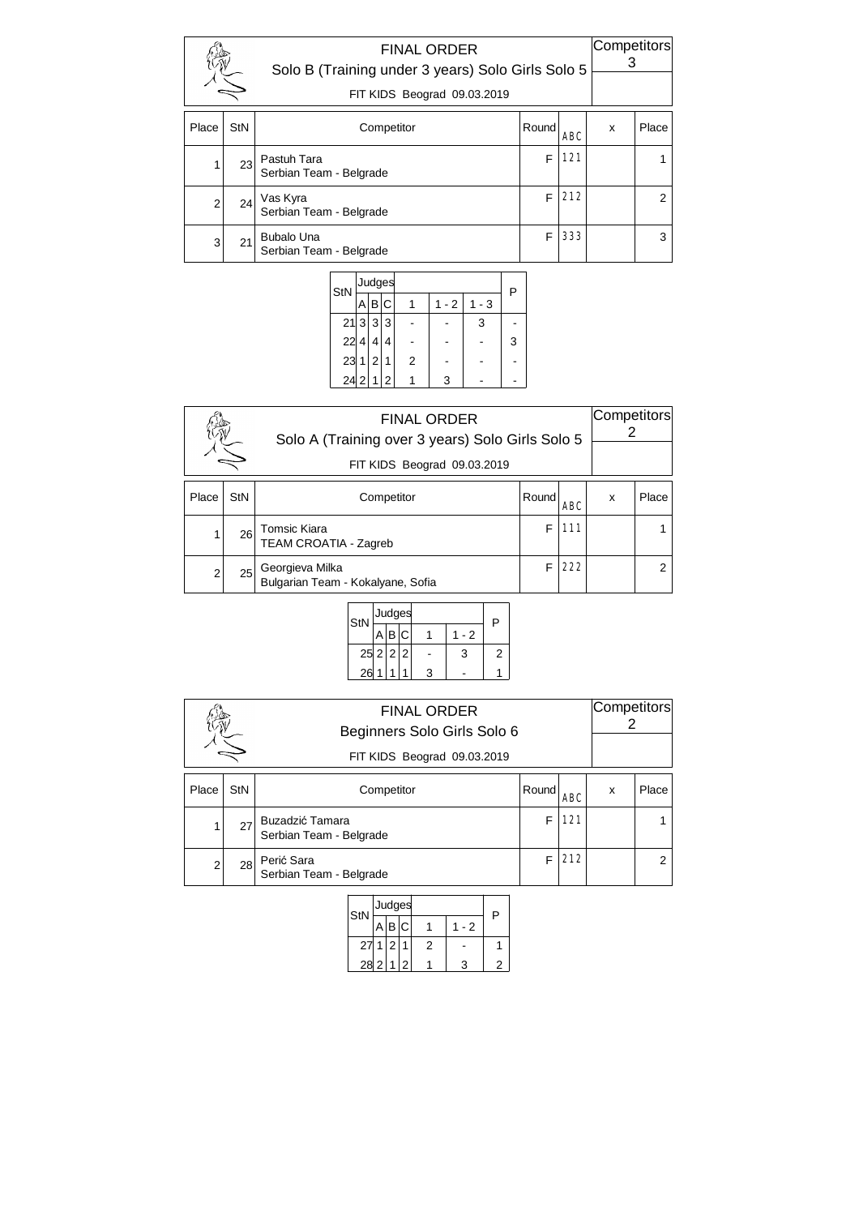## FINAL ORDER

### Solo B (Training under 3 years) Solo Girls Solo 5

FIT KIDS Beograd 09.03.2019

Competitors 3

| Place | StN | Competitor | Round | ABC | x | Place |
|---|---|---|---|---|---|---|
| 1 | 23 | Pastuh Tara<br>Serbian Team - Belgrade | F | 121 | | 1 |
| 2 | 24 | Vas Kyra<br>Serbian Team - Belgrade | F | 212 | | 2 |
| 3 | 21 | Bubalo Una<br>Serbian Team - Belgrade | F | 333 | | 3 |

| StN | Judges | | | 1 | 1 - 2 | 1 - 3 | P |
|---|---|---|---|---|---|---|---|
| | A | B | C | | | | |
| 21 | 3 | 3 | 3 | - | - | 3 | - |
| 22 | 4 | 4 | 4 | - | - | - | 3 |
| 23 | 1 | 2 | 1 | 2 | - | - | - |
| 24 | 2 | 1 | 2 | 1 | 3 | - | - |

## FINAL ORDER

### Solo A (Training over 3 years) Solo Girls Solo 5

FIT KIDS Beograd 09.03.2019

Competitors 2

| Place | StN | Competitor | Round | ABC | x | Place |
|---|---|---|---|---|---|---|
| 1 | 26 | Tomsic Kiara<br>TEAM CROATIA - Zagreb | F | 111 | | 1 |
| 2 | 25 | Georgieva Milka<br>Bulgarian Team - Kokalyane, Sofia | F | 222 | | 2 |

| StN | Judges | | | 1 | 1 - 2 | P |
|---|---|---|---|---|---|---|
| | A | B | C | | | |
| 25 | 2 | 2 | 2 | - | 3 | 2 |
| 26 | 1 | 1 | 1 | 3 | - | 1 |

## FINAL ORDER

### Beginners Solo Girls Solo 6

FIT KIDS Beograd 09.03.2019

Competitors 2

| Place | StN | Competitor | Round | ABC | x | Place |
|---|---|---|---|---|---|---|
| 1 | 27 | Buzadzić Tamara<br>Serbian Team - Belgrade | F | 121 | | 1 |
| 2 | 28 | Perić Sara<br>Serbian Team - Belgrade | F | 212 | | 2 |

| StN | Judges | | | 1 | 1 - 2 | P |
|---|---|---|---|---|---|---|
| | A | B | C | | | |
| 27 | 1 | 2 | 1 | 2 | - | 1 |
| 28 | 2 | 1 | 2 | 1 | 3 | 2 |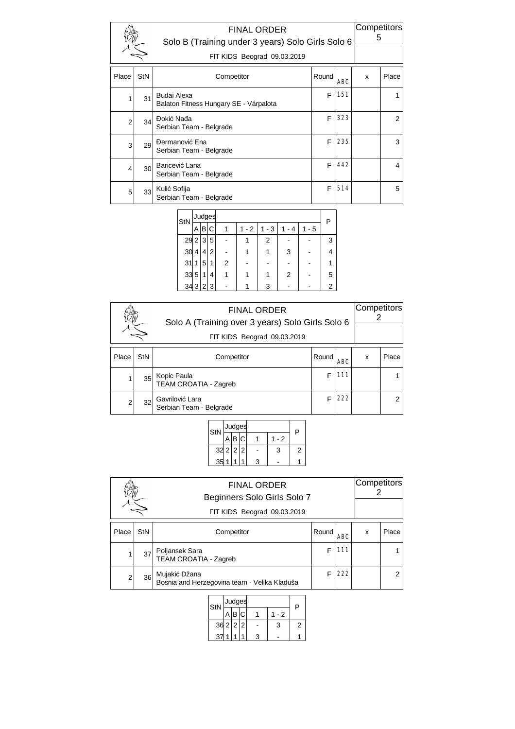## FINAL ORDER

### Solo B (Training under 3 years) Solo Girls Solo 6

FIT KIDS Beograd 09.03.2019

Competitors 5

| Place | StN | Competitor | Round | ABC | x | Place |
|---|---|---|---|---|---|---|
| 1 | 31 | Budai Alexa<br>Balaton Fitness Hungary SE - Várpalota | F | 151 | | 1 |
| 2 | 34 | Đokić Nađa<br>Serbian Team - Belgrade | F | 323 | | 2 |
| 3 | 29 | Đermanović Ena<br>Serbian Team - Belgrade | F | 235 | | 3 |
| 4 | 30 | Baricević Lana<br>Serbian Team - Belgrade | F | 442 | | 4 |
| 5 | 33 | Kulić Sofija<br>Serbian Team - Belgrade | F | 514 | | 5 |

| StN | Judges A | B | C | 1 | 1 - 2 | 1 - 3 | 1 - 4 | 1 - 5 | P |
|---|---|---|---|---|---|---|---|---|---|
| 29 | 2 | 3 | 5 | - | 1 | 2 | - | - | 3 |
| 30 | 4 | 4 | 2 | - | 1 | 1 | 3 | - | 4 |
| 31 | 1 | 5 | 1 | 2 | - | - | - | - | 1 |
| 33 | 5 | 1 | 4 | 1 | 1 | 1 | 2 | - | 5 |
| 34 | 3 | 2 | 3 | - | 1 | 3 | - | - | 2 |

## FINAL ORDER

### Solo A (Training over 3 years) Solo Girls Solo 6

FIT KIDS Beograd 09.03.2019

Competitors 2

| Place | StN | Competitor | Round | ABC | x | Place |
|---|---|---|---|---|---|---|
| 1 | 35 | Kopic Paula<br>TEAM CROATIA - Zagreb | F | 111 | | 1 |
| 2 | 32 | Gavrilović Lara<br>Serbian Team - Belgrade | F | 222 | | 2 |

| StN | Judges A | B | C | 1 | 1 - 2 | P |
|---|---|---|---|---|---|---|
| 32 | 2 | 2 | 2 | - | 3 | 2 |
| 35 | 1 | 1 | 1 | 3 | - | 1 |

## FINAL ORDER

### Beginners Solo Girls Solo 7

FIT KIDS Beograd 09.03.2019

Competitors 2

| Place | StN | Competitor | Round | ABC | x | Place |
|---|---|---|---|---|---|---|
| 1 | 37 | Poljansek Sara<br>TEAM CROATIA - Zagreb | F | 111 | | 1 |
| 2 | 36 | Mujakić Džana<br>Bosnia and Herzegovina team - Velika Kladuša | F | 222 | | 2 |

| StN | Judges A | B | C | 1 | 1 - 2 | P |
|---|---|---|---|---|---|---|
| 36 | 2 | 2 | 2 | - | 3 | 2 |
| 37 | 1 | 1 | 1 | 3 | - | 1 |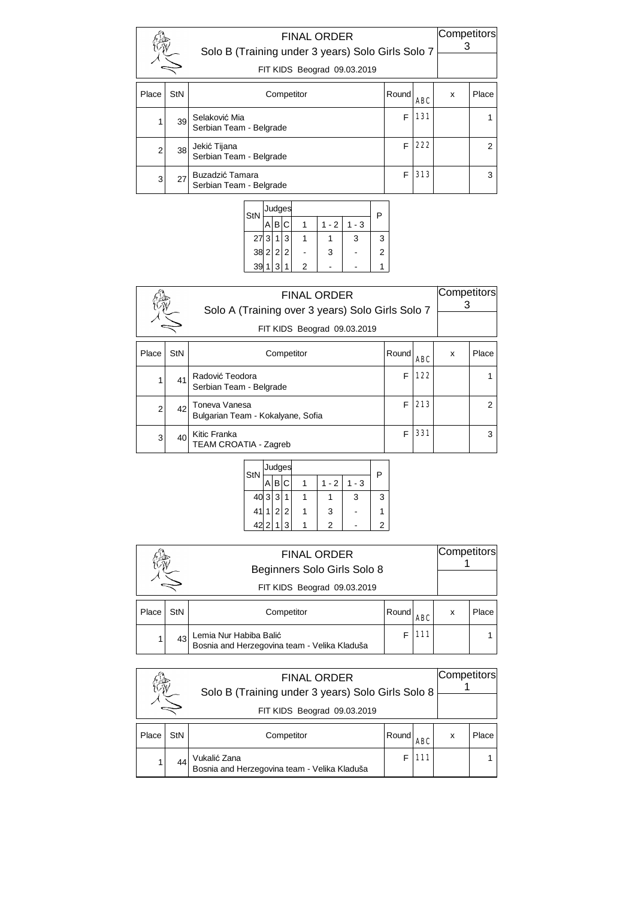## FINAL ORDER

### Solo B (Training under 3 years) Solo Girls Solo 7

FIT KIDS Beograd 09.03.2019

Competitors: 3

| Place | StN | Competitor | Round | ABC | x | Place |
|---|---|---|---|---|---|---|
| 1 | 39 | Selaković Mia<br>Serbian Team - Belgrade | F | 131 | | 1 |
| 2 | 38 | Jekić Tijana<br>Serbian Team - Belgrade | F | 222 | | 2 |
| 3 | 27 | Buzadzić Tamara<br>Serbian Team - Belgrade | F | 313 | | 3 |

| StN | Judges A | B | C | 1 | 1 - 2 | 1 - 3 | P |
|---|---|---|---|---|---|---|---|
| 27 | 3 | 1 | 3 | 1 | 1 | 3 | 3 |
| 38 | 2 | 2 | 2 | - | 3 | - | 2 |
| 39 | 1 | 3 | 1 | 2 | - | - | 1 |

## FINAL ORDER

### Solo A (Training over 3 years) Solo Girls Solo 7

FIT KIDS Beograd 09.03.2019

Competitors: 3

| Place | StN | Competitor | Round | ABC | x | Place |
|---|---|---|---|---|---|---|
| 1 | 41 | Radović Teodora<br>Serbian Team - Belgrade | F | 122 | | 1 |
| 2 | 42 | Toneva Vanesa<br>Bulgarian Team - Kokalyane, Sofia | F | 213 | | 2 |
| 3 | 40 | Kitic Franka<br>TEAM CROATIA - Zagreb | F | 331 | | 3 |

| StN | Judges A | B | C | 1 | 1 - 2 | 1 - 3 | P |
|---|---|---|---|---|---|---|---|
| 40 | 3 | 3 | 1 | 1 | 1 | 3 | 3 |
| 41 | 1 | 2 | 2 | 1 | 3 | - | 1 |
| 42 | 2 | 1 | 3 | 1 | 2 | - | 2 |

## FINAL ORDER

### Beginners Solo Girls Solo 8

FIT KIDS Beograd 09.03.2019

Competitors: 1

| Place | StN | Competitor | Round | ABC | x | Place |
|---|---|---|---|---|---|---|
| 1 | 43 | Lemia Nur Habiba Balić<br>Bosnia and Herzegovina team - Velika Kladuša | F | 111 | | 1 |

## FINAL ORDER

### Solo B (Training under 3 years) Solo Girls Solo 8

FIT KIDS Beograd 09.03.2019

Competitors: 1

| Place | StN | Competitor | Round | ABC | x | Place |
|---|---|---|---|---|---|---|
| 1 | 44 | Vukalić Zana<br>Bosnia and Herzegovina team - Velika Kladuša | F | 111 | | 1 |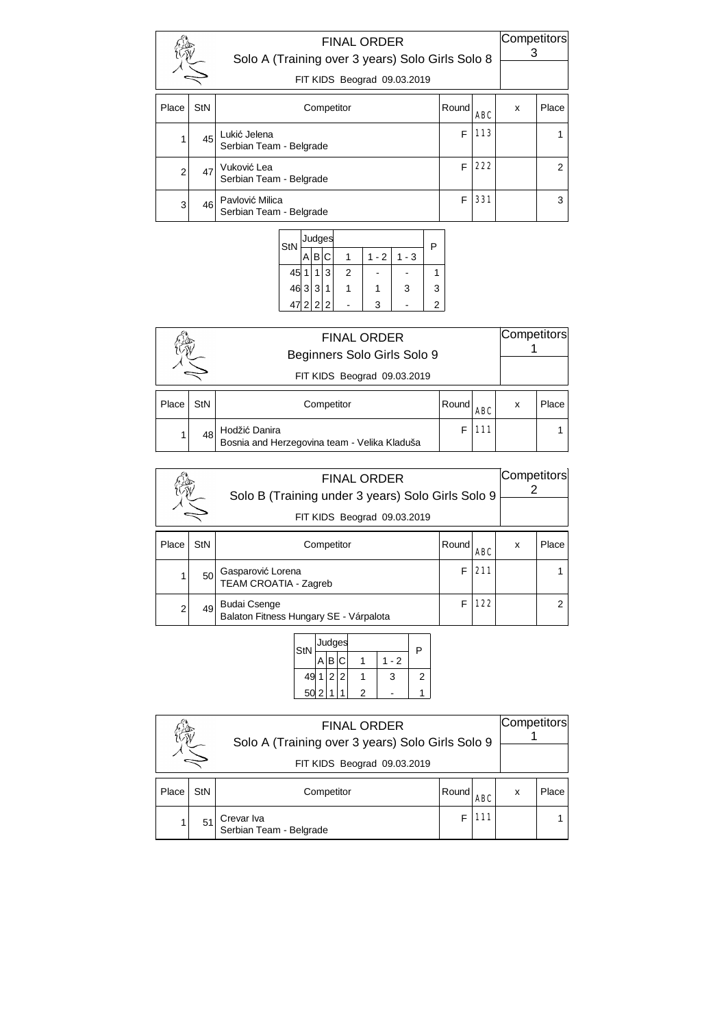## FINAL ORDER

### Solo A (Training over 3 years) Solo Girls Solo 8

FIT KIDS Beograd 09.03.2019

Competitors 3

| Place | StN | Competitor | Round | ABC | x | Place |
|---|---|---|---|---|---|---|
| 1 | 45 | Lukić Jelena<br>Serbian Team - Belgrade | F | 113 | | 1 |
| 2 | 47 | Vuković Lea<br>Serbian Team - Belgrade | F | 222 | | 2 |
| 3 | 46 | Pavlović Milica<br>Serbian Team - Belgrade | F | 331 | | 3 |

| StN | Judges A | B | C | 1 | 1 - 2 | 1 - 3 | P |
|---|---|---|---|---|---|---|---|
| 45 | 1 | 1 | 3 | 2 | - | - | 1 |
| 46 | 3 | 3 | 1 | 1 | 1 | 3 | 3 |
| 47 | 2 | 2 | 2 | - | 3 | - | 2 |

## FINAL ORDER

### Beginners Solo Girls Solo 9

FIT KIDS Beograd 09.03.2019

Competitors 1

| Place | StN | Competitor | Round | ABC | x | Place |
|---|---|---|---|---|---|---|
| 1 | 48 | Hodžić Danira<br>Bosnia and Herzegovina team - Velika Kladuša | F | 111 | | 1 |

## FINAL ORDER

### Solo B (Training under 3 years) Solo Girls Solo 9

FIT KIDS Beograd 09.03.2019

Competitors 2

| Place | StN | Competitor | Round | ABC | x | Place |
|---|---|---|---|---|---|---|
| 1 | 50 | Gasparović Lorena<br>TEAM CROATIA - Zagreb | F | 211 | | 1 |
| 2 | 49 | Budai Csenge<br>Balaton Fitness Hungary SE - Várpalota | F | 122 | | 2 |

| StN | Judges A | B | C | 1 | 1 - 2 | P |
|---|---|---|---|---|---|---|
| 49 | 1 | 2 | 2 | 1 | 3 | 2 |
| 50 | 2 | 1 | 1 | 2 | - | 1 |

## FINAL ORDER

### Solo A (Training over 3 years) Solo Girls Solo 9

FIT KIDS Beograd 09.03.2019

Competitors 1

| Place | StN | Competitor | Round | ABC | x | Place |
|---|---|---|---|---|---|---|
| 1 | 51 | Crevar Iva<br>Serbian Team - Belgrade | F | 111 | | 1 |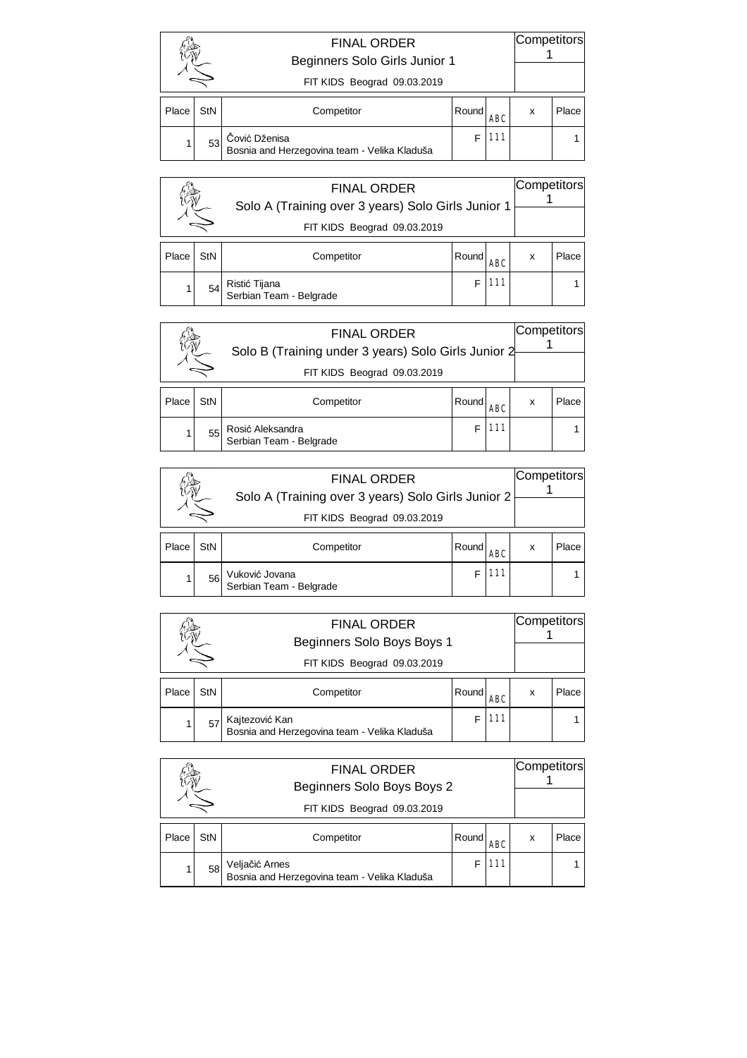## FINAL ORDER

### Beginners Solo Girls Junior 1

FIT KIDS Beograd 09.03.2019

Competitors: 1

| Place | StN | Competitor | Round | ABC | x | Place |
|---|---|---|---|---|---|---|
| 1 | 53 | Čović Dženisa<br>Bosnia and Herzegovina team - Velika Kladuša | F | 111 | | 1 |

## FINAL ORDER

### Solo A (Training over 3 years) Solo Girls Junior 1

FIT KIDS Beograd 09.03.2019

Competitors: 1

| Place | StN | Competitor | Round | ABC | x | Place |
|---|---|---|---|---|---|---|
| 1 | 54 | Ristić Tijana<br>Serbian Team - Belgrade | F | 111 | | 1 |

## FINAL ORDER

### Solo B (Training under 3 years) Solo Girls Junior 2

FIT KIDS Beograd 09.03.2019

Competitors: 1

| Place | StN | Competitor | Round | ABC | x | Place |
|---|---|---|---|---|---|---|
| 1 | 55 | Rosić Aleksandra<br>Serbian Team - Belgrade | F | 111 | | 1 |

## FINAL ORDER

### Solo A (Training over 3 years) Solo Girls Junior 2

FIT KIDS Beograd 09.03.2019

Competitors: 1

| Place | StN | Competitor | Round | ABC | x | Place |
|---|---|---|---|---|---|---|
| 1 | 56 | Vuković Jovana<br>Serbian Team - Belgrade | F | 111 | | 1 |

## FINAL ORDER

### Beginners Solo Boys Boys 1

FIT KIDS Beograd 09.03.2019

Competitors: 1

| Place | StN | Competitor | Round | ABC | x | Place |
|---|---|---|---|---|---|---|
| 1 | 57 | Kajtezović Kan<br>Bosnia and Herzegovina team - Velika Kladuša | F | 111 | | 1 |

## FINAL ORDER

### Beginners Solo Boys Boys 2

FIT KIDS Beograd 09.03.2019

Competitors: 1

| Place | StN | Competitor | Round | ABC | x | Place |
|---|---|---|---|---|---|---|
| 1 | 58 | Veljačić Arnes<br>Bosnia and Herzegovina team - Velika Kladuša | F | 111 | | 1 |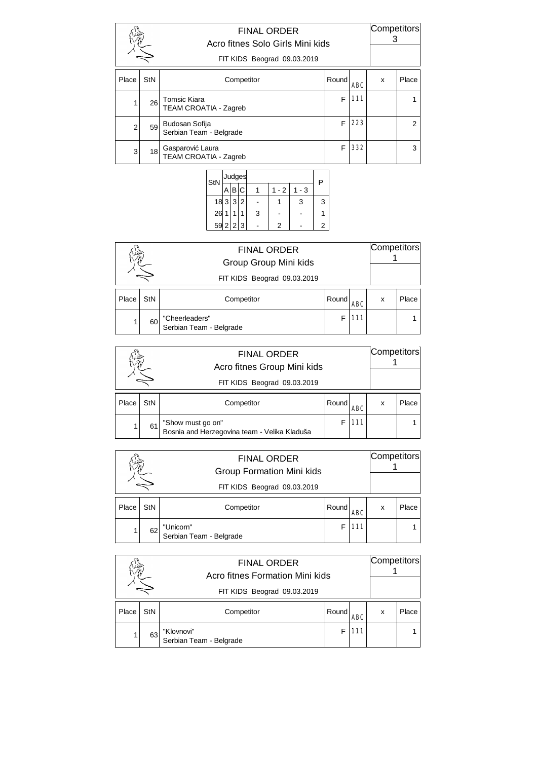## FINAL ORDER

### Acro fitnes Solo Girls Mini kids

FIT KIDS Beograd 09.03.2019

Competitors 3

| Place | StN | Competitor | Round | ABC | x | Place |
|---|---|---|---|---|---|---|
| 1 | 26 | Tomsic Kiara<br>TEAM CROATIA - Zagreb | F | 111 | | 1 |
| 2 | 59 | Budosan Sofija<br>Serbian Team - Belgrade | F | 223 | | 2 |
| 3 | 18 | Gasparović Laura<br>TEAM CROATIA - Zagreb | F | 332 | | 3 |

| StN | Judges | | | | | | P |
|---|---|---|---|---|---|---|---|
| | A | B | C | 1 | 1 - 2 | 1 - 3 | |
| 18 | 3 | 3 | 2 | - | 1 | 3 | 3 |
| 26 | 1 | 1 | 1 | 3 | - | - | 1 |
| 59 | 2 | 2 | 3 | - | 2 | - | 2 |

## FINAL ORDER

### Group Group Mini kids

FIT KIDS Beograd 09.03.2019

Competitors 1

| Place | StN | Competitor | Round | ABC | x | Place |
|---|---|---|---|---|---|---|
| 1 | 60 | "Cheerleaders"<br>Serbian Team - Belgrade | F | 111 | | 1 |

## FINAL ORDER

### Acro fitnes Group Mini kids

FIT KIDS Beograd 09.03.2019

Competitors 1

| Place | StN | Competitor | Round | ABC | x | Place |
|---|---|---|---|---|---|---|
| 1 | 61 | "Show must go on"<br>Bosnia and Herzegovina team - Velika Kladuša | F | 111 | | 1 |

## FINAL ORDER

### Group Formation Mini kids

FIT KIDS Beograd 09.03.2019

Competitors 1

| Place | StN | Competitor | Round | ABC | x | Place |
|---|---|---|---|---|---|---|
| 1 | 62 | "Unicorn"<br>Serbian Team - Belgrade | F | 111 | | 1 |

## FINAL ORDER

### Acro fitnes Formation Mini kids

FIT KIDS Beograd 09.03.2019

Competitors 1

| Place | StN | Competitor | Round | ABC | x | Place |
|---|---|---|---|---|---|---|
| 1 | 63 | "Klovnovi"<br>Serbian Team - Belgrade | F | 111 | | 1 |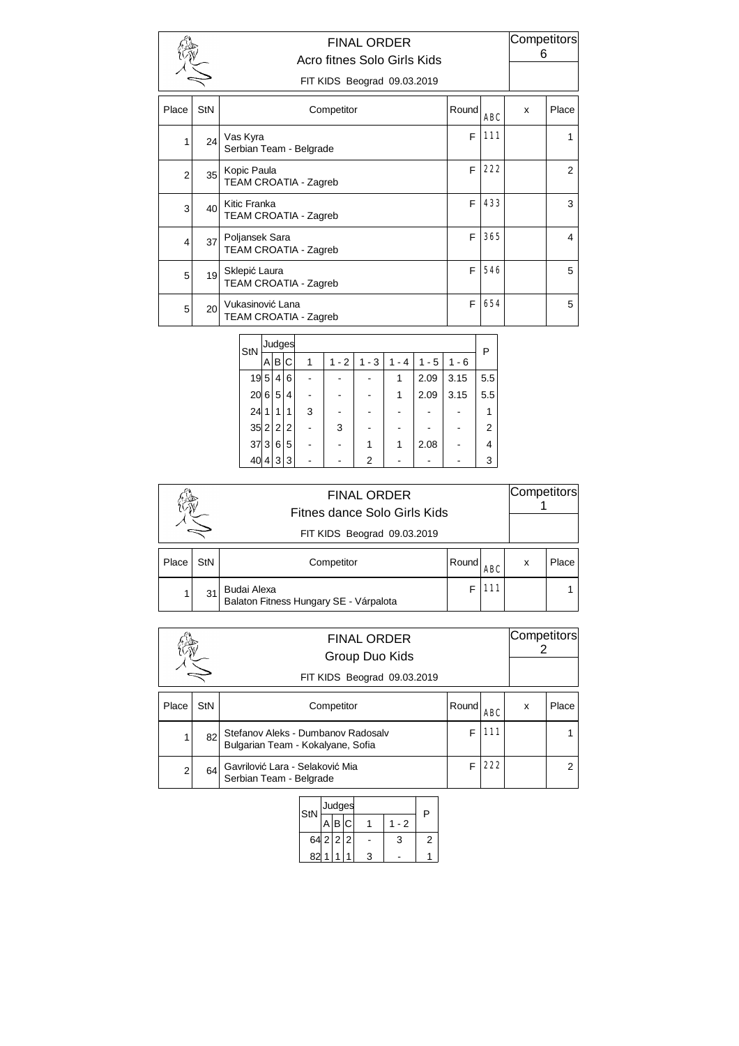# FINAL ORDER

## Acro fitnes Solo Girls Kids

FIT KIDS Beograd 09.03.2019

Competitors 6

| Place | StN | Competitor | Round | ABC | x | Place |
|---|---|---|---|---|---|---|
| 1 | 24 | Vas Kyra<br>Serbian Team - Belgrade | F | 111 | | 1 |
| 2 | 35 | Kopic Paula<br>TEAM CROATIA - Zagreb | F | 222 | | 2 |
| 3 | 40 | Kitic Franka<br>TEAM CROATIA - Zagreb | F | 433 | | 3 |
| 4 | 37 | Poljansek Sara<br>TEAM CROATIA - Zagreb | F | 365 | | 4 |
| 5 | 19 | Sklepić Laura<br>TEAM CROATIA - Zagreb | F | 546 | | 5 |
| 5 | 20 | Vukasinović Lana<br>TEAM CROATIA - Zagreb | F | 654 | | 5 |

| StN | Judges A | B | C | 1 | 1 - 2 | 1 - 3 | 1 - 4 | 1 - 5 | 1 - 6 | P |
|---|---|---|---|---|---|---|---|---|---|---|
| 19 | 5 | 4 | 6 | - | - | - | 1 | 2.09 | 3.15 | 5.5 |
| 20 | 6 | 5 | 4 | - | - | - | 1 | 2.09 | 3.15 | 5.5 |
| 24 | 1 | 1 | 1 | 3 | - | - | - | - | - | 1 |
| 35 | 2 | 2 | 2 | - | 3 | - | - | - | - | 2 |
| 37 | 3 | 6 | 5 | - | - | 1 | 1 | 2.08 | - | 4 |
| 40 | 4 | 3 | 3 | - | - | 2 | - | - | - | 3 |

# FINAL ORDER

## Fitnes dance Solo Girls Kids

FIT KIDS Beograd 09.03.2019

Competitors 1

| Place | StN | Competitor | Round | ABC | x | Place |
|---|---|---|---|---|---|---|
| 1 | 31 | Budai Alexa<br>Balaton Fitness Hungary SE - Várpalota | F | 111 | | 1 |

# FINAL ORDER

## Group Duo Kids

FIT KIDS Beograd 09.03.2019

Competitors 2

| Place | StN | Competitor | Round | ABC | x | Place |
|---|---|---|---|---|---|---|
| 1 | 82 | Stefanov Aleks - Dumbanov Radosalv<br>Bulgarian Team - Kokalyane, Sofia | F | 111 | | 1 |
| 2 | 64 | Gavrilović Lara - Selaković Mia<br>Serbian Team - Belgrade | F | 222 | | 2 |

| StN | Judges A | B | C | 1 | 1 - 2 | P |
|---|---|---|---|---|---|---|
| 64 | 2 | 2 | 2 | - | 3 | 2 |
| 82 | 1 | 1 | 1 | 3 | - | 1 |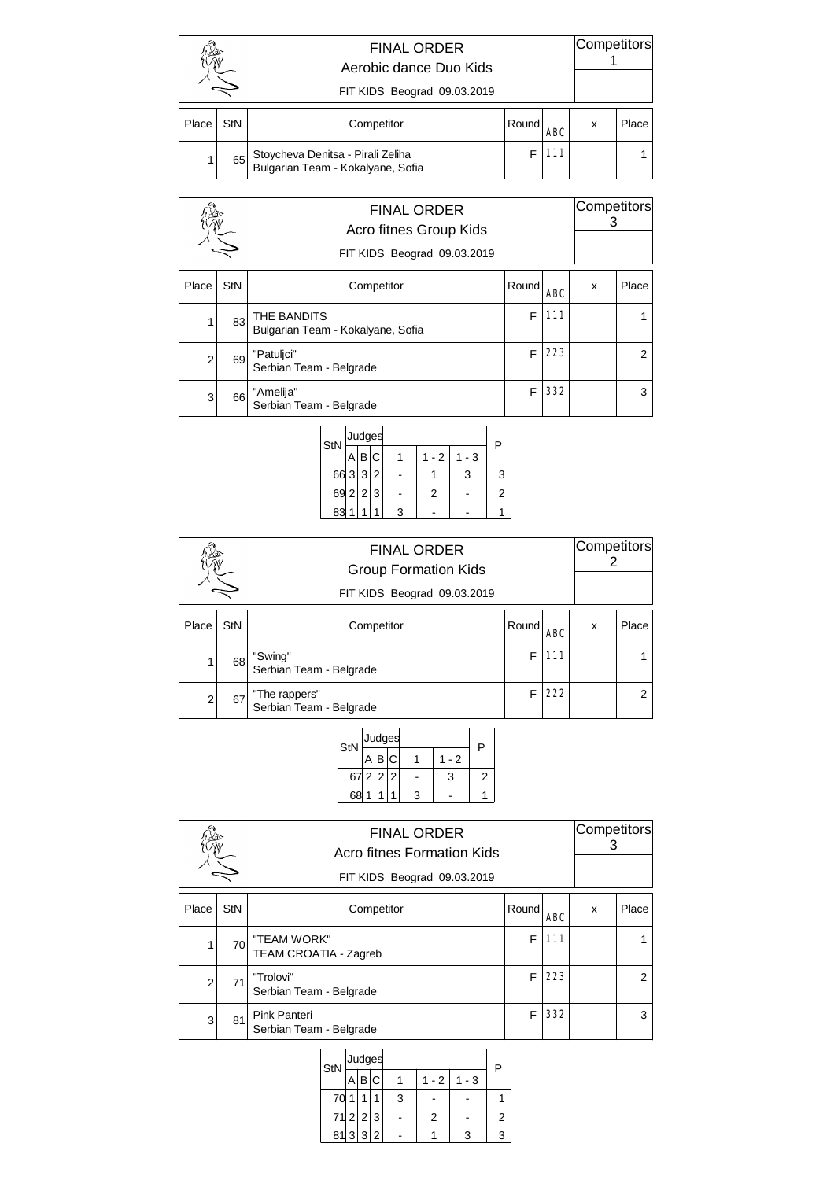## FINAL ORDER

### Aerobic dance Duo Kids

FIT KIDS Beograd 09.03.2019

Competitors: 1

| Place | StN | Competitor | Round | ABC | x | Place |
|---|---|---|---|---|---|---|
| 1 | 65 | Stoycheva Denitsa - Pirali Zeliha<br>Bulgarian Team - Kokalyane, Sofia | F | 111 | | 1 |

## FINAL ORDER

### Acro fitnes Group Kids

FIT KIDS Beograd 09.03.2019

Competitors: 3

| Place | StN | Competitor | Round | ABC | x | Place |
|---|---|---|---|---|---|---|
| 1 | 83 | THE BANDITS<br>Bulgarian Team - Kokalyane, Sofia | F | 111 | | 1 |
| 2 | 69 | "Patuljci"<br>Serbian Team - Belgrade | F | 223 | | 2 |
| 3 | 66 | "Amelija"<br>Serbian Team - Belgrade | F | 332 | | 3 |

| StN | Judges A | B | C | 1 | 1 - 2 | 1 - 3 | P |
|---|---|---|---|---|---|---|---|
| 66 | 3 | 3 | 2 | - | 1 | 3 | 3 |
| 69 | 2 | 2 | 3 | - | 2 | - | 2 |
| 83 | 1 | 1 | 1 | 3 | - | - | 1 |

## FINAL ORDER

### Group Formation Kids

FIT KIDS Beograd 09.03.2019

Competitors: 2

| Place | StN | Competitor | Round | ABC | x | Place |
|---|---|---|---|---|---|---|
| 1 | 68 | "Swing"<br>Serbian Team - Belgrade | F | 111 | | 1 |
| 2 | 67 | "The rappers"<br>Serbian Team - Belgrade | F | 222 | | 2 |

| StN | Judges A | B | C | 1 | 1 - 2 | P |
|---|---|---|---|---|---|---|
| 67 | 2 | 2 | 2 | - | 3 | 2 |
| 68 | 1 | 1 | 1 | 3 | - | 1 |

## FINAL ORDER

### Acro fitnes Formation Kids

FIT KIDS Beograd 09.03.2019

Competitors: 3

| Place | StN | Competitor | Round | ABC | x | Place |
|---|---|---|---|---|---|---|
| 1 | 70 | "TEAM WORK"<br>TEAM CROATIA - Zagreb | F | 111 | | 1 |
| 2 | 71 | "Trolovi"<br>Serbian Team - Belgrade | F | 223 | | 2 |
| 3 | 81 | Pink Panteri<br>Serbian Team - Belgrade | F | 332 | | 3 |

| StN | Judges A | B | C | 1 | 1 - 2 | 1 - 3 | P |
|---|---|---|---|---|---|---|---|
| 70 | 1 | 1 | 1 | 3 | - | - | 1 |
| 71 | 2 | 2 | 3 | - | 2 | - | 2 |
| 81 | 3 | 3 | 2 | - | 1 | 3 | 3 |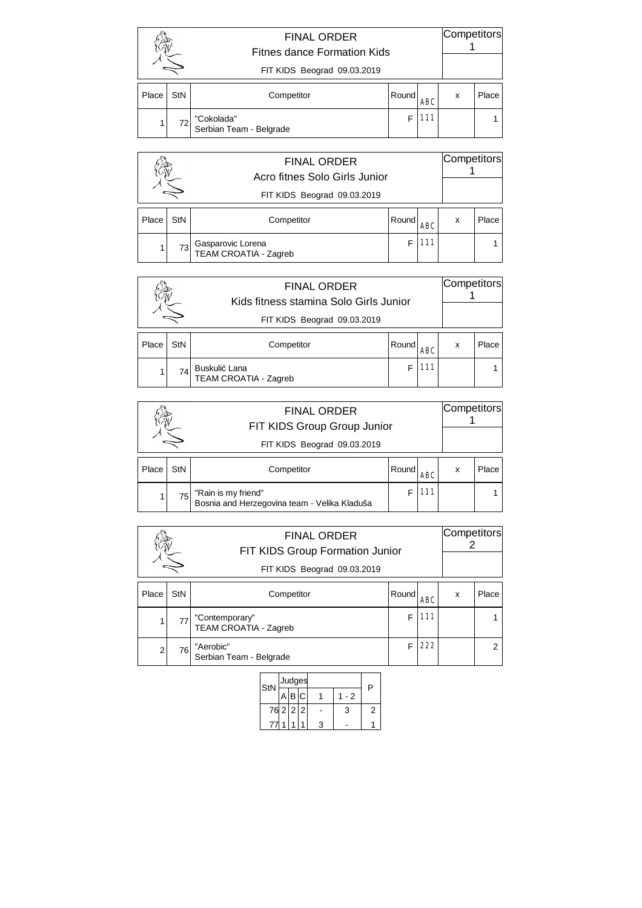## FINAL ORDER

### Fitnes dance Formation Kids

FIT KIDS Beograd 09.03.2019

Competitors: 1

| Place | StN | Competitor | Round | ABC | x | Place |
|---|---|---|---|---|---|---|
| 1 | 72 | "Cokolada"<br>Serbian Team - Belgrade | F | 111 | | 1 |

## FINAL ORDER

### Acro fitnes Solo Girls Junior

FIT KIDS Beograd 09.03.2019

Competitors: 1

| Place | StN | Competitor | Round | ABC | x | Place |
|---|---|---|---|---|---|---|
| 1 | 73 | Gasparovic Lorena<br>TEAM CROATIA - Zagreb | F | 111 | | 1 |

## FINAL ORDER

### Kids fitness stamina Solo Girls Junior

FIT KIDS Beograd 09.03.2019

Competitors: 1

| Place | StN | Competitor | Round | ABC | x | Place |
|---|---|---|---|---|---|---|
| 1 | 74 | Buskulić Lana<br>TEAM CROATIA - Zagreb | F | 111 | | 1 |

## FINAL ORDER

### FIT KIDS Group Group Junior

FIT KIDS Beograd 09.03.2019

Competitors: 1

| Place | StN | Competitor | Round | ABC | x | Place |
|---|---|---|---|---|---|---|
| 1 | 75 | "Rain is my friend"<br>Bosnia and Herzegovina team - Velika Kladuša | F | 111 | | 1 |

## FINAL ORDER

### FIT KIDS Group Formation Junior

FIT KIDS Beograd 09.03.2019

Competitors: 2

| Place | StN | Competitor | Round | ABC | x | Place |
|---|---|---|---|---|---|---|
| 1 | 77 | "Contemporary"<br>TEAM CROATIA - Zagreb | F | 111 | | 1 |
| 2 | 76 | "Aerobic"<br>Serbian Team - Belgrade | F | 222 | | 2 |

| StN | Judges | | | | | P |
|---|---|---|---|---|---|---|
| | A | B | C | 1 | 1 - 2 | |
| 76 | 2 | 2 | 2 | - | 3 | 2 |
| 77 | 1 | 1 | 1 | 3 | - | 1 |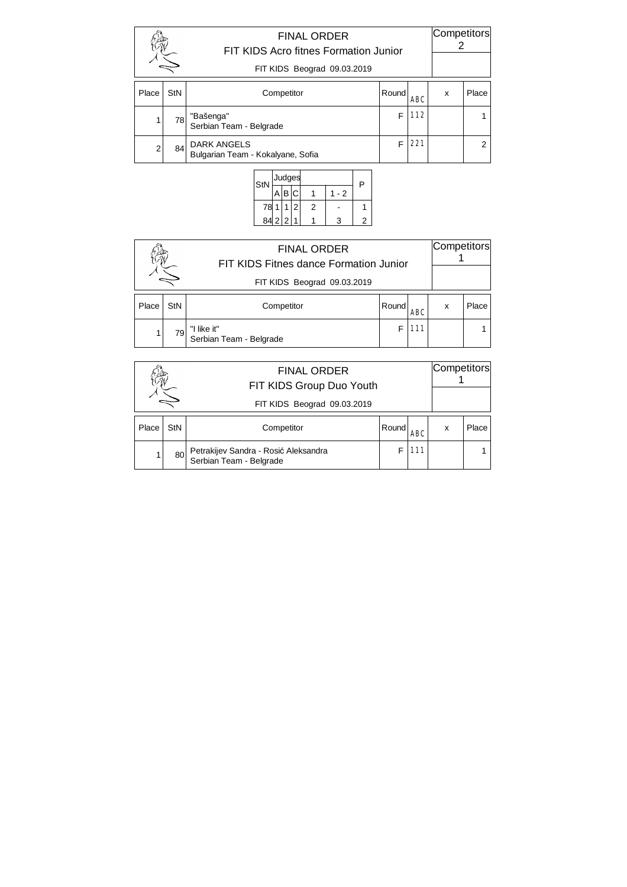## FINAL ORDER
### FIT KIDS Acro fitnes Formation Junior

FIT KIDS Beograd 09.03.2019

Competitors
2

| Place | StN | Competitor | Round | ABC | x | Place |
|---|---|---|---|---|---|---|
| 1 | 78 | "Bašenga" Serbian Team - Belgrade | F | 112 | | 1 |
| 2 | 84 | DARK ANGELS Bulgarian Team - Kokalyane, Sofia | F | 221 | | 2 |

| StN | Judges | | | | | P |
|---|---|---|---|---|---|---|
| | A | B | C | 1 | 1 - 2 | |
| 78 | 1 | 1 | 2 | 2 | - | 1 |
| 84 | 2 | 2 | 1 | 1 | 3 | 2 |

## FINAL ORDER
### FIT KIDS Fitnes dance Formation Junior

FIT KIDS Beograd 09.03.2019

Competitors
1

| Place | StN | Competitor | Round | ABC | x | Place |
|---|---|---|---|---|---|---|
| 1 | 79 | "I like it" Serbian Team - Belgrade | F | 111 | | 1 |

## FINAL ORDER
### FIT KIDS Group Duo Youth

FIT KIDS Beograd 09.03.2019

Competitors
1

| Place | StN | Competitor | Round | ABC | x | Place |
|---|---|---|---|---|---|---|
| 1 | 80 | Petrakijev Sandra - Rosić Aleksandra Serbian Team - Belgrade | F | 111 | | 1 |